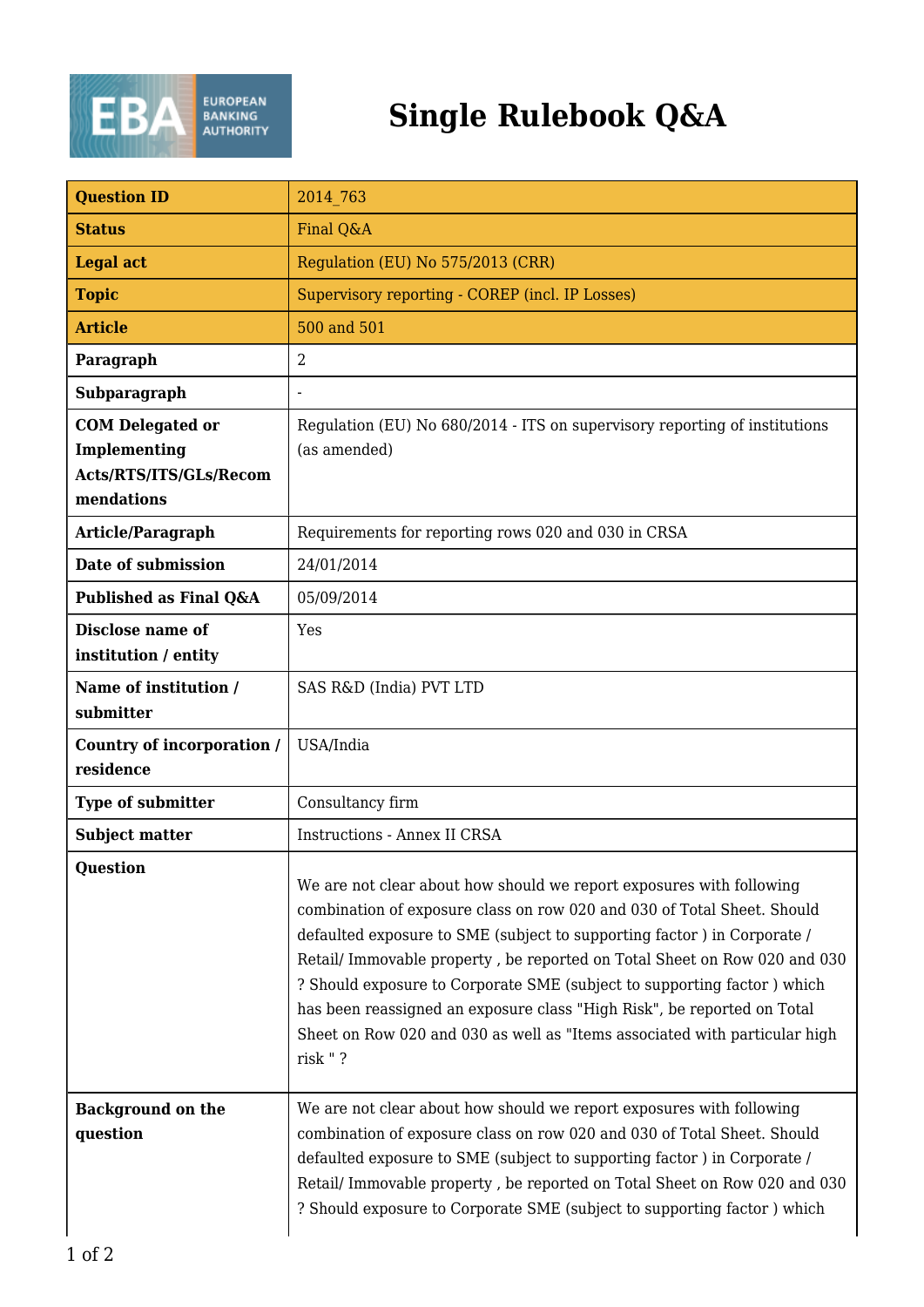# Single Rulebook Q&A

| Question ID | 2014_763 |
|---|---|
| Status | Final Q&A |
| Legal act | Regulation (EU) No 575/2013 (CRR) |
| Topic | Supervisory reporting - COREP (incl. IP Losses) |
| Article | 500 and 501 |
| Paragraph | 2 |
| Subparagraph | - |
| COM Delegated or Implementing Acts/RTS/ITS/GLs/Recommendations | Regulation (EU) No 680/2014 - ITS on supervisory reporting of institutions (as amended) |
| Article/Paragraph | Requirements for reporting rows 020 and 030 in CRSA |
| Date of submission | 24/01/2014 |
| Published as Final Q&A | 05/09/2014 |
| Disclose name of institution / entity | Yes |
| Name of institution / submitter | SAS R&D (India) PVT LTD |
| Country of incorporation / residence | USA/India |
| Type of submitter | Consultancy firm |
| Subject matter | Instructions - Annex II CRSA |
| Question | We are not clear about how should we report exposures with following combination of exposure class on row 020 and 030 of Total Sheet. Should defaulted exposure to SME (subject to supporting factor ) in Corporate / Retail/ Immovable property , be reported on Total Sheet on Row 020 and 030 ? Should exposure to Corporate SME (subject to supporting factor ) which has been reassigned an exposure class "High Risk", be reported on Total Sheet on Row 020 and 030 as well as "Items associated with particular high risk " ? |
| Background on the question | We are not clear about how should we report exposures with following combination of exposure class on row 020 and 030 of Total Sheet. Should defaulted exposure to SME (subject to supporting factor ) in Corporate / Retail/ Immovable property , be reported on Total Sheet on Row 020 and 030 ? Should exposure to Corporate SME (subject to supporting factor ) which |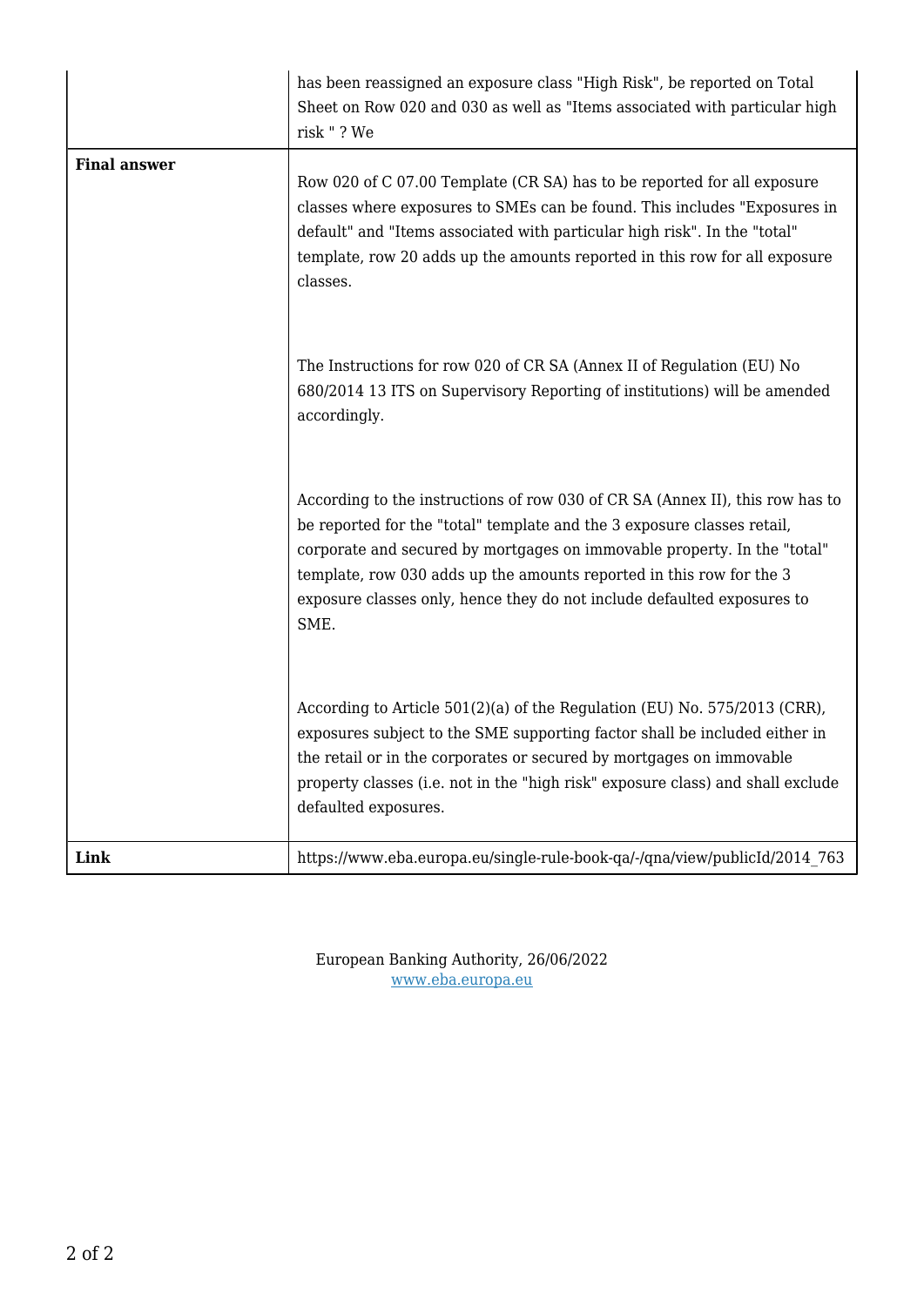| | |
|---|---|
| | has been reassigned an exposure class "High Risk", be reported on Total Sheet on Row 020 and 030 as well as "Items associated with particular high risk " ? We |
| **Final answer** | Row 020 of C 07.00 Template (CR SA) has to be reported for all exposure classes where exposures to SMEs can be found. This includes "Exposures in default" and "Items associated with particular high risk". In the "total" template, row 20 adds up the amounts reported in this row for all exposure classes.<br><br>The Instructions for row 020 of CR SA (Annex II of Regulation (EU) No 680/2014 13 ITS on Supervisory Reporting of institutions) will be amended accordingly.<br><br>According to the instructions of row 030 of CR SA (Annex II), this row has to be reported for the "total" template and the 3 exposure classes retail, corporate and secured by mortgages on immovable property. In the "total" template, row 030 adds up the amounts reported in this row for the 3 exposure classes only, hence they do not include defaulted exposures to SME.<br><br>According to Article 501(2)(a) of the Regulation (EU) No. 575/2013 (CRR), exposures subject to the SME supporting factor shall be included either in the retail or in the corporates or secured by mortgages on immovable property classes (i.e. not in the "high risk" exposure class) and shall exclude defaulted exposures. |
| **Link** | https://www.eba.europa.eu/single-rule-book-qa/-/qna/view/publicId/2014_763 |

European Banking Authority, 26/06/2022
www.eba.europa.eu